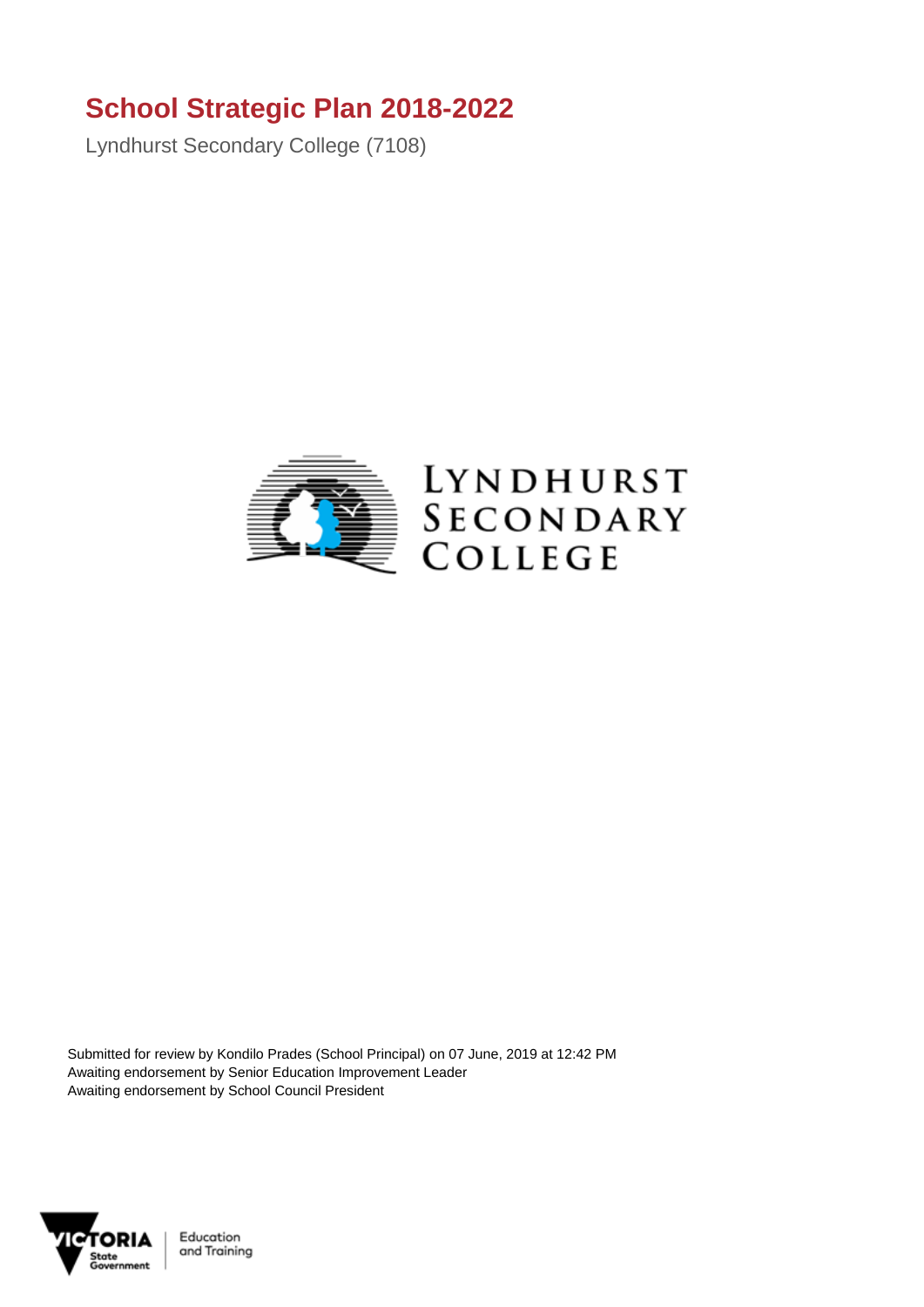# School Strategic Plan 2018-2022

Lyndhurst Secondary College (7108)

LYNDHURST SECONDARY COLLEGE

Submitted for review by Kondilo Prades (School Principal) on 07 June, 2019 at 12:42 PM
Awaiting endorsement by Senior Education Improvement Leader
Awaiting endorsement by School Council President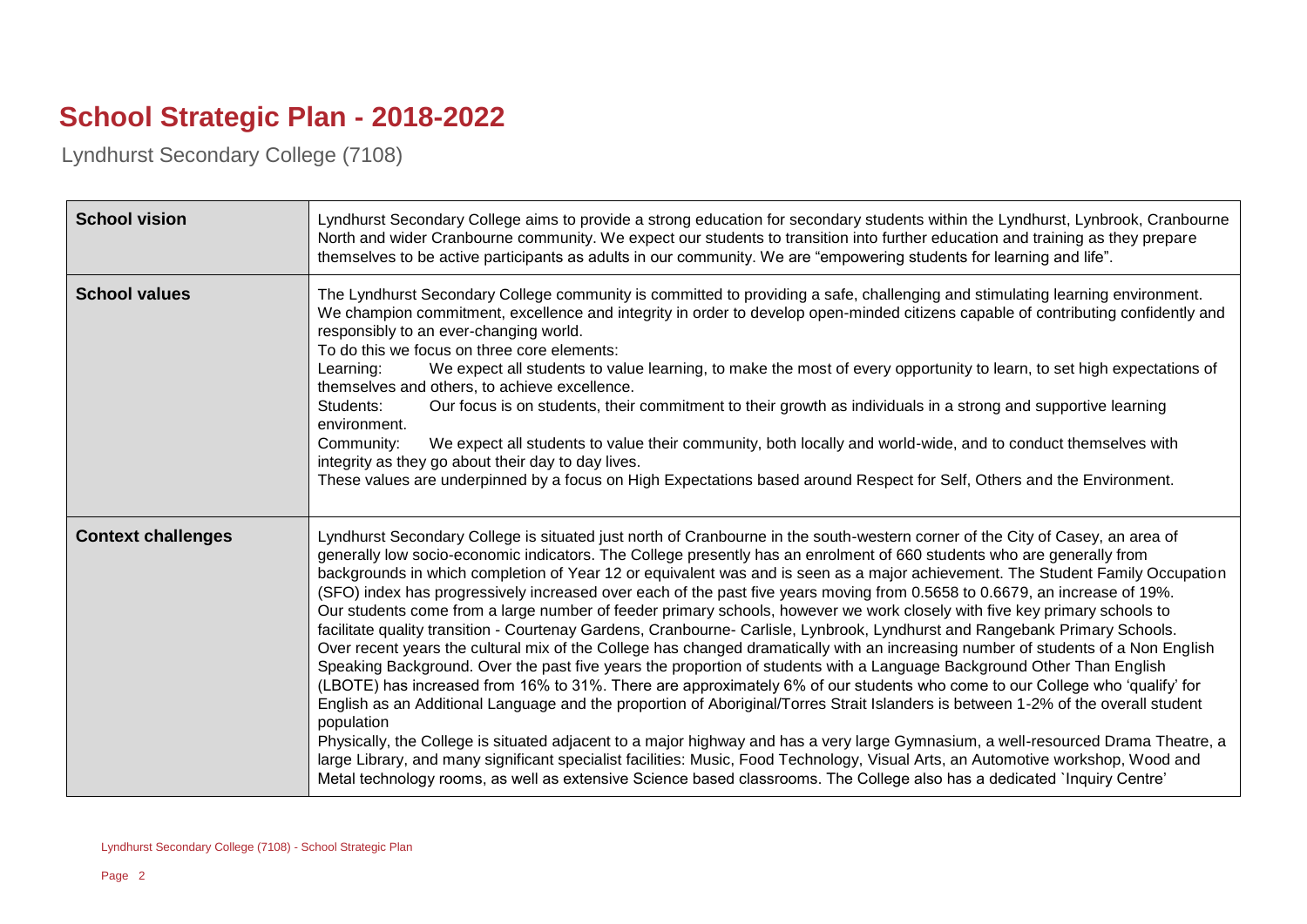# School Strategic Plan - 2018-2022

Lyndhurst Secondary College (7108)

| | |
|---|---|
| **School vision** | Lyndhurst Secondary College aims to provide a strong education for secondary students within the Lyndhurst, Lynbrook, Cranbourne North and wider Cranbourne community. We expect our students to transition into further education and training as they prepare themselves to be active participants as adults in our community. We are "empowering students for learning and life". |
| **School values** | The Lyndhurst Secondary College community is committed to providing a safe, challenging and stimulating learning environment. We champion commitment, excellence and integrity in order to develop open-minded citizens capable of contributing confidently and responsibly to an ever-changing world.<br>To do this we focus on three core elements:<br>Learning: We expect all students to value learning, to make the most of every opportunity to learn, to set high expectations of themselves and others, to achieve excellence.<br>Students: Our focus is on students, their commitment to their growth as individuals in a strong and supportive learning environment.<br>Community: We expect all students to value their community, both locally and world-wide, and to conduct themselves with integrity as they go about their day to day lives.<br>These values are underpinned by a focus on High Expectations based around Respect for Self, Others and the Environment. |
| **Context challenges** | Lyndhurst Secondary College is situated just north of Cranbourne in the south-western corner of the City of Casey, an area of generally low socio-economic indicators. The College presently has an enrolment of 660 students who are generally from backgrounds in which completion of Year 12 or equivalent was and is seen as a major achievement. The Student Family Occupation (SFO) index has progressively increased over each of the past five years moving from 0.5658 to 0.6679, an increase of 19%.<br>Our students come from a large number of feeder primary schools, however we work closely with five key primary schools to facilitate quality transition - Courtenay Gardens, Cranbourne- Carlisle, Lynbrook, Lyndhurst and Rangebank Primary Schools.<br>Over recent years the cultural mix of the College has changed dramatically with an increasing number of students of a Non English Speaking Background. Over the past five years the proportion of students with a Language Background Other Than English (LBOTE) has increased from 16% to 31%. There are approximately 6% of our students who come to our College who 'qualify' for English as an Additional Language and the proportion of Aboriginal/Torres Strait Islanders is between 1-2% of the overall student population<br>Physically, the College is situated adjacent to a major highway and has a very large Gymnasium, a well-resourced Drama Theatre, a large Library, and many significant specialist facilities: Music, Food Technology, Visual Arts, an Automotive workshop, Wood and Metal technology rooms, as well as extensive Science based classrooms. The College also has a dedicated `Inquiry Centre' |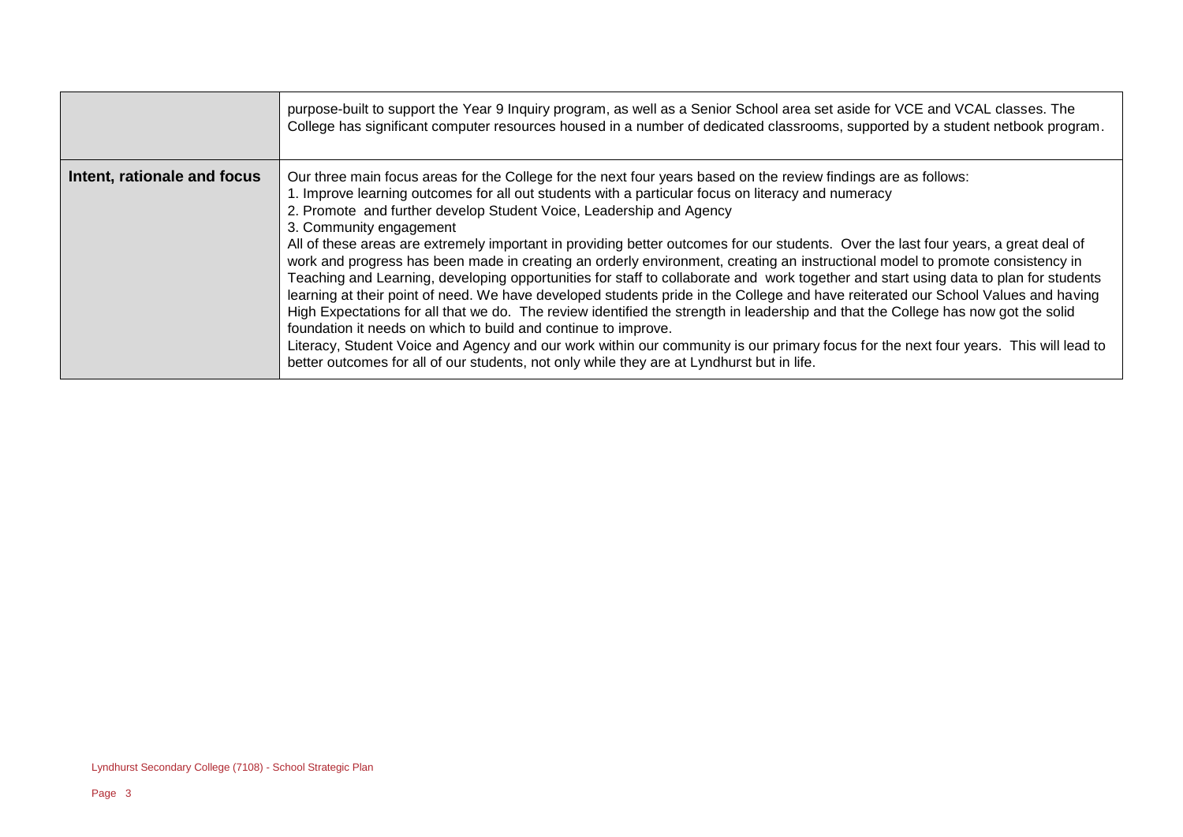| | |
|---|---|
| | purpose-built to support the Year 9 Inquiry program, as well as a Senior School area set aside for VCE and VCAL classes. The College has significant computer resources housed in a number of dedicated classrooms, supported by a student netbook program. |
| **Intent, rationale and focus** | Our three main focus areas for the College for the next four years based on the review findings are as follows:<br>1. Improve learning outcomes for all out students with a particular focus on literacy and numeracy<br>2. Promote and further develop Student Voice, Leadership and Agency<br>3. Community engagement<br>All of these areas are extremely important in providing better outcomes for our students. Over the last four years, a great deal of work and progress has been made in creating an orderly environment, creating an instructional model to promote consistency in Teaching and Learning, developing opportunities for staff to collaborate and work together and start using data to plan for students learning at their point of need. We have developed students pride in the College and have reiterated our School Values and having High Expectations for all that we do. The review identified the strength in leadership and that the College has now got the solid foundation it needs on which to build and continue to improve.<br>Literacy, Student Voice and Agency and our work within our community is our primary focus for the next four years. This will lead to better outcomes for all of our students, not only while they are at Lyndhurst but in life. |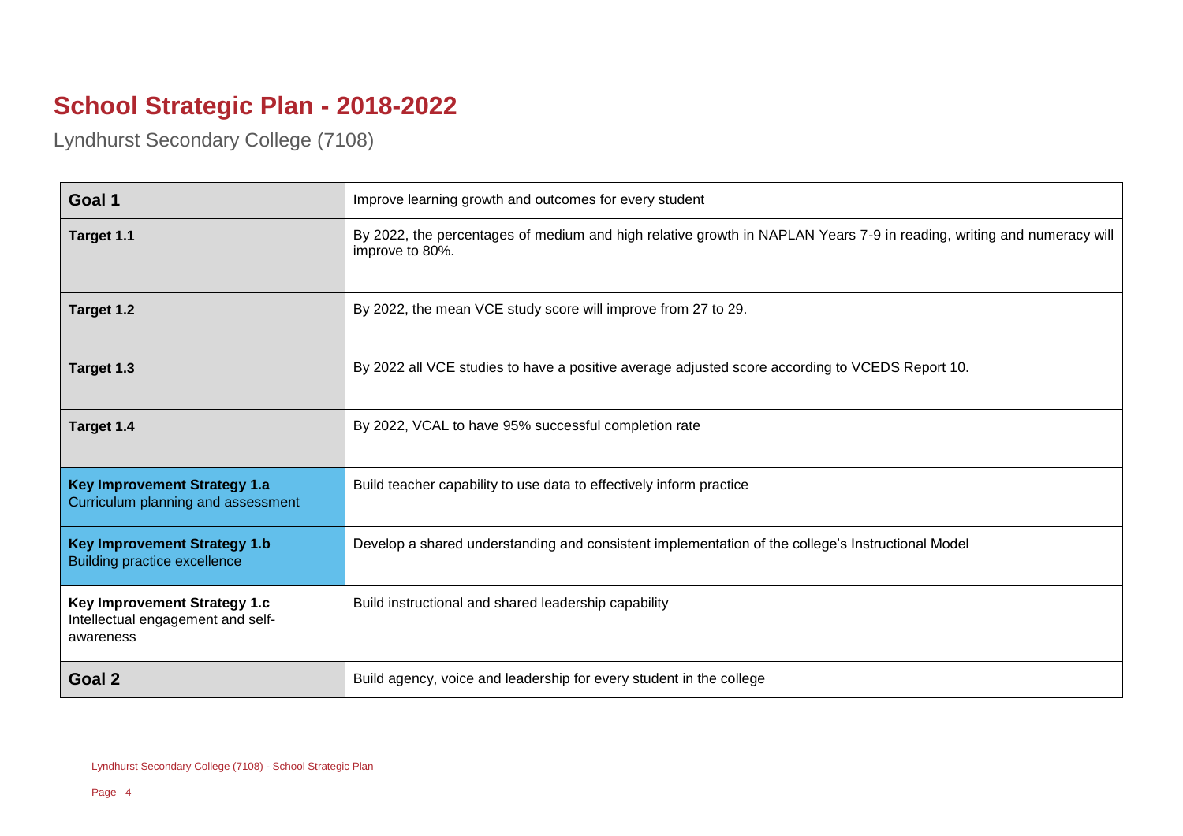# School Strategic Plan - 2018-2022

Lyndhurst Secondary College (7108)

| | |
|---|---|
| **Goal 1** | Improve learning growth and outcomes for every student |
| **Target 1.1** | By 2022, the percentages of medium and high relative growth in NAPLAN Years 7-9 in reading, writing and numeracy will improve to 80%. |
| **Target 1.2** | By 2022, the mean VCE study score will improve from 27 to 29. |
| **Target 1.3** | By 2022 all VCE studies to have a positive average adjusted score according to VCEDS Report 10. |
| **Target 1.4** | By 2022, VCAL to have 95% successful completion rate |
| **Key Improvement Strategy 1.a** Curriculum planning and assessment | Build teacher capability to use data to effectively inform practice |
| **Key Improvement Strategy 1.b** Building practice excellence | Develop a shared understanding and consistent implementation of the college's Instructional Model |
| **Key Improvement Strategy 1.c** Intellectual engagement and self-awareness | Build instructional and shared leadership capability |
| **Goal 2** | Build agency, voice and leadership for every student in the college |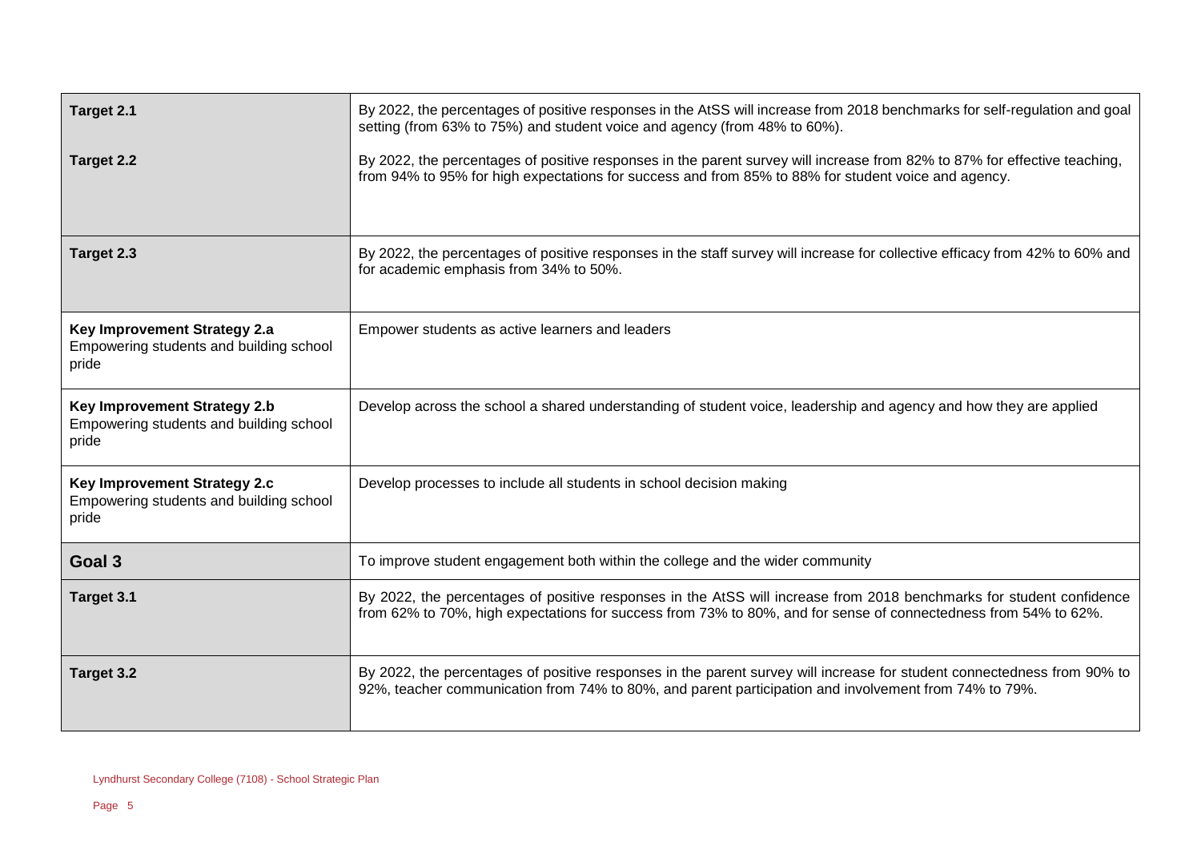| | |
|---|---|
| **Target 2.1** | By 2022, the percentages of positive responses in the AtSS will increase from 2018 benchmarks for self-regulation and goal setting (from 63% to 75%) and student voice and agency (from 48% to 60%). |
| **Target 2.2** | By 2022, the percentages of positive responses in the parent survey will increase from 82% to 87% for effective teaching, from 94% to 95% for high expectations for success and from 85% to 88% for student voice and agency. |
| **Target 2.3** | By 2022, the percentages of positive responses in the staff survey will increase for collective efficacy from 42% to 60% and for academic emphasis from 34% to 50%. |
| **Key Improvement Strategy 2.a** Empowering students and building school pride | Empower students as active learners and leaders |
| **Key Improvement Strategy 2.b** Empowering students and building school pride | Develop across the school a shared understanding of student voice, leadership and agency and how they are applied |
| **Key Improvement Strategy 2.c** Empowering students and building school pride | Develop processes to include all students in school decision making |
| **Goal 3** | To improve student engagement both within the college and the wider community |
| **Target 3.1** | By 2022, the percentages of positive responses in the AtSS will increase from 2018 benchmarks for student confidence from 62% to 70%, high expectations for success from 73% to 80%, and for sense of connectedness from 54% to 62%. |
| **Target 3.2** | By 2022, the percentages of positive responses in the parent survey will increase for student connectedness from 90% to 92%, teacher communication from 74% to 80%, and parent participation and involvement from 74% to 79%. |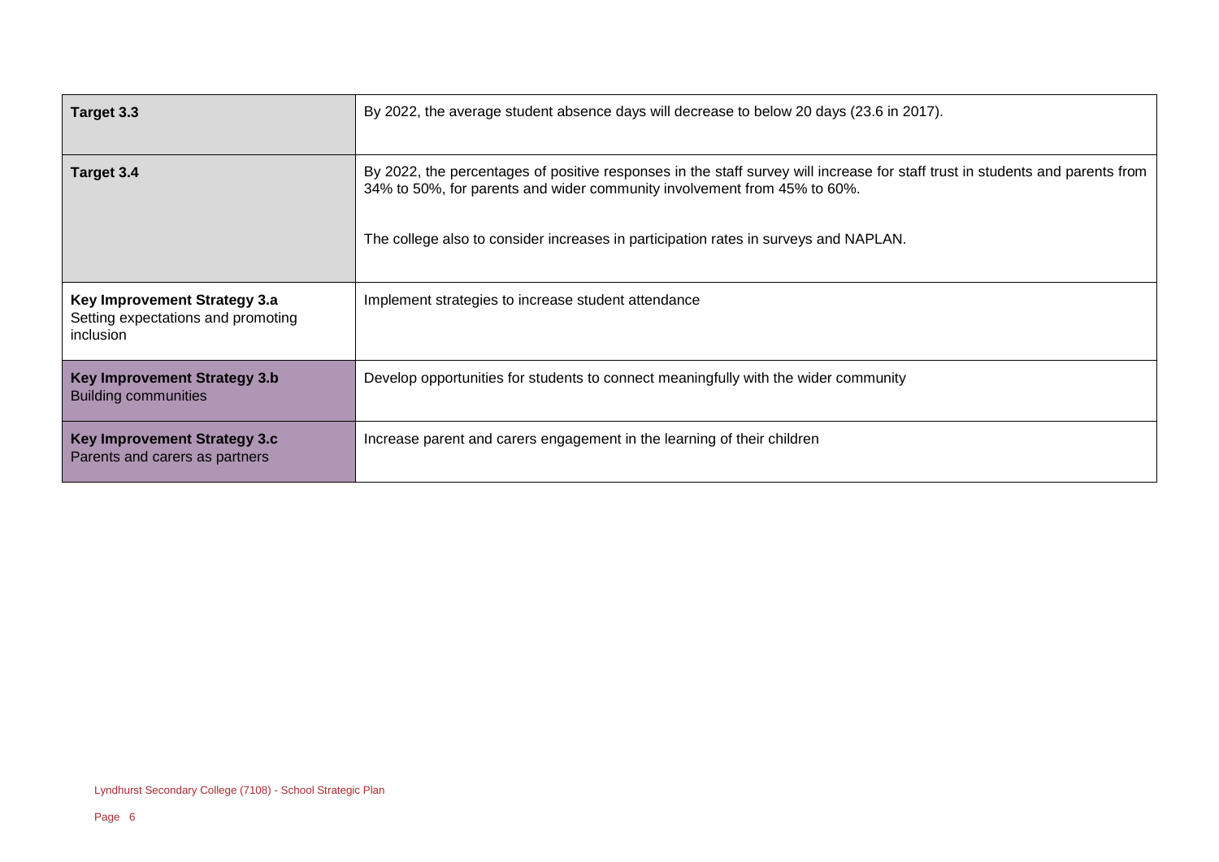| | |
|---|---|
| **Target 3.3** | By 2022, the average student absence days will decrease to below 20 days (23.6 in 2017). |
| **Target 3.4** | By 2022, the percentages of positive responses in the staff survey will increase for staff trust in students and parents from 34% to 50%, for parents and wider community involvement from 45% to 60%.<br><br>The college also to consider increases in participation rates in surveys and NAPLAN. |
| **Key Improvement Strategy 3.a**<br>Setting expectations and promoting inclusion | Implement strategies to increase student attendance |
| **Key Improvement Strategy 3.b**<br>Building communities | Develop opportunities for students to connect meaningfully with the wider community |
| **Key Improvement Strategy 3.c**<br>Parents and carers as partners | Increase parent and carers engagement in the learning of their children |